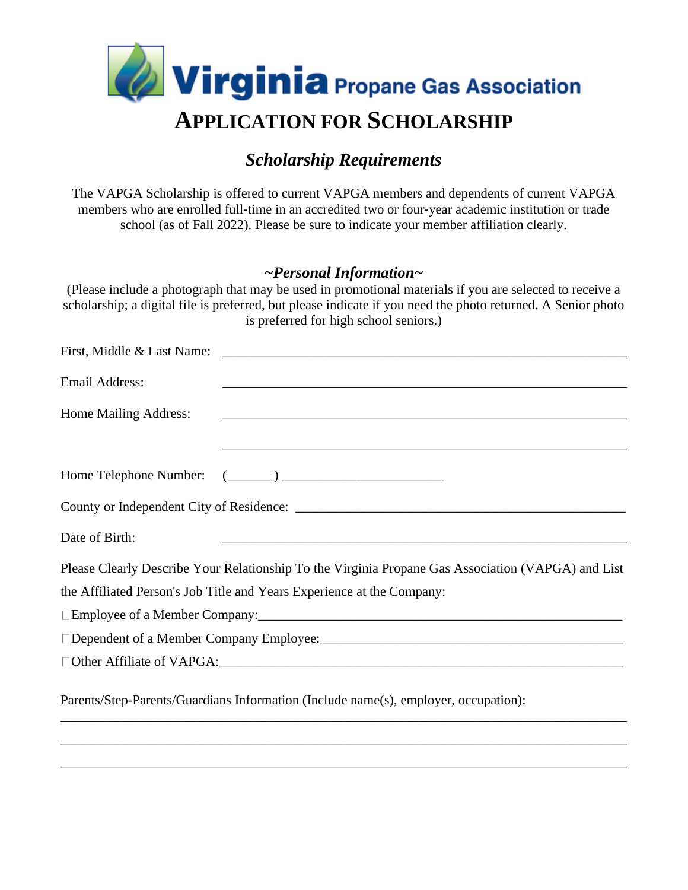# Virginia Propane Gas Association

# APPLICATION FOR SCHOLARSHIP

## *Scholarship Requirements*

The VAPGA Scholarship is offered to current VAPGA members and dependents of current VAPGA members who are enrolled full-time in an accredited two or four-year academic institution or trade school (as of Fall 2022). Please be sure to indicate your member affiliation clearly.

### *~Personal Information~*

(Please include a photograph that may be used in promotional materials if you are selected to receive a scholarship; a digital file is preferred, but please indicate if you need the photo returned. A Senior photo is preferred for high school seniors.)

First, Middle & Last Name: ____________________________________________________________

Email Address: ____________________________________________________________

Home Mailing Address: ____________________________________________________________

____________________________________________________________

Home Telephone Number: (_______) ________________________

County or Independent City of Residence: __________________________________________________

Date of Birth: ____________________________________________________________

Please Clearly Describe Your Relationship To the Virginia Propane Gas Association (VAPGA) and List the Affiliated Person's Job Title and Years Experience at the Company:

☐Employee of a Member Company:_______________________________________________________

☐Dependent of a Member Company Employee:_____________________________________________

☐Other Affiliate of VAPGA:____________________________________________________________

Parents/Step-Parents/Guardians Information (Include name(s), employer, occupation):

_____________________________________________________________________________________

_____________________________________________________________________________________

_____________________________________________________________________________________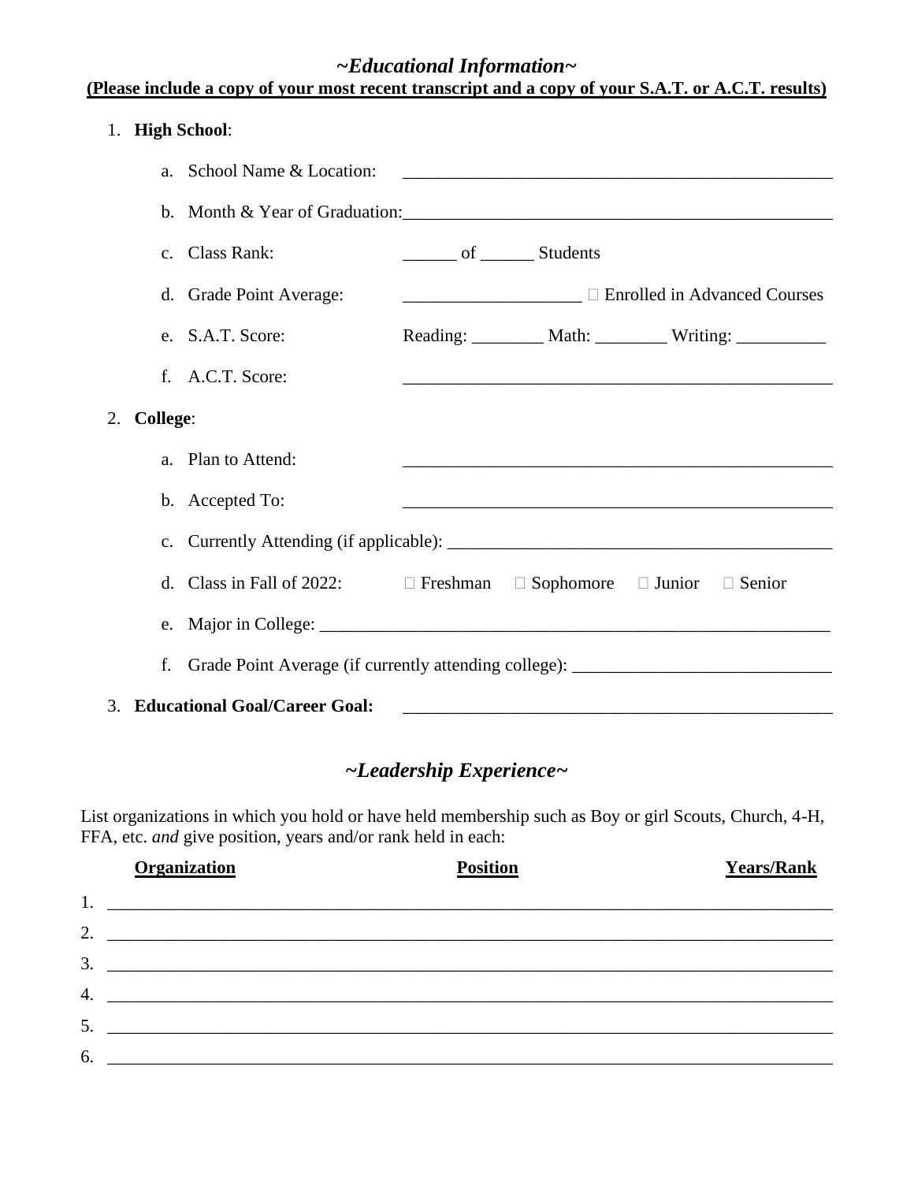## *~Educational Information~*

**(Please include a copy of your most recent transcript and a copy of your S.A.T. or A.C.T. results)**

1. **High School**:
   a. School Name & Location: ______________________________________________
   b. Month & Year of Graduation: ______________________________________________
   c. Class Rank: ______ of ______ Students
   d. Grade Point Average: ___________________ ☐ Enrolled in Advanced Courses
   e. S.A.T. Score: Reading: ________ Math: ________ Writing: __________
   f. A.C.T. Score: ______________________________________________
2. **College**:
   a. Plan to Attend: ______________________________________________
   b. Accepted To: ______________________________________________
   c. Currently Attending (if applicable): ____________________________________________
   d. Class in Fall of 2022: ☐ Freshman ☐ Sophomore ☐ Junior ☐ Senior
   e. Major in College: ____________________________________________________________
   f. Grade Point Average (if currently attending college): ____________________________
3. **Educational Goal/Career Goal:** ______________________________________________

## *~Leadership Experience~*

List organizations in which you hold or have held membership such as Boy or girl Scouts, Church, 4-H, FFA, etc. *and* give position, years and/or rank held in each:

| | **Organization** | **Position** | **Years/Rank** |
|---|---|---|---|
| 1. | | | |
| 2. | | | |
| 3. | | | |
| 4. | | | |
| 5. | | | |
| 6. | | | |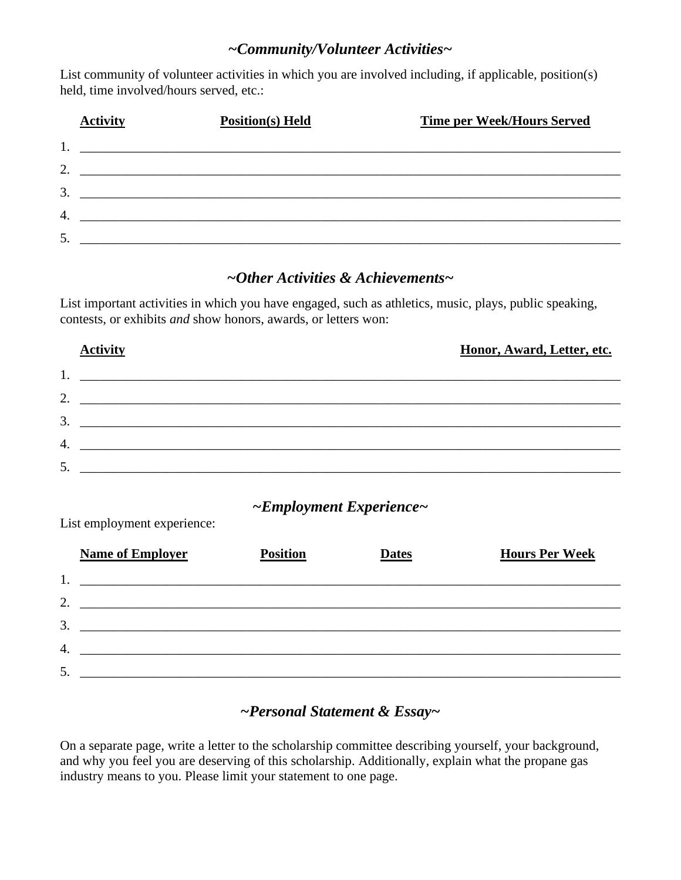## *~Community/Volunteer Activities~*

List community of volunteer activities in which you are involved including, if applicable, position(s) held, time involved/hours served, etc.:

| | **Activity** | **Position(s) Held** | **Time per Week/Hours Served** |
|---|---|---|---|
| 1. | | | |
| 2. | | | |
| 3. | | | |
| 4. | | | |
| 5. | | | |

## *~Other Activities & Achievements~*

List important activities in which you have engaged, such as athletics, music, plays, public speaking, contests, or exhibits *and* show honors, awards, or letters won:

| | **Activity** | **Honor, Award, Letter, etc.** |
|---|---|---|
| 1. | | |
| 2. | | |
| 3. | | |
| 4. | | |
| 5. | | |

## *~Employment Experience~*

List employment experience:

| | **Name of Employer** | **Position** | **Dates** | **Hours Per Week** |
|---|---|---|---|---|
| 1. | | | | |
| 2. | | | | |
| 3. | | | | |
| 4. | | | | |
| 5. | | | | |

## *~Personal Statement & Essay~*

On a separate page, write a letter to the scholarship committee describing yourself, your background, and why you feel you are deserving of this scholarship. Additionally, explain what the propane gas industry means to you. Please limit your statement to one page.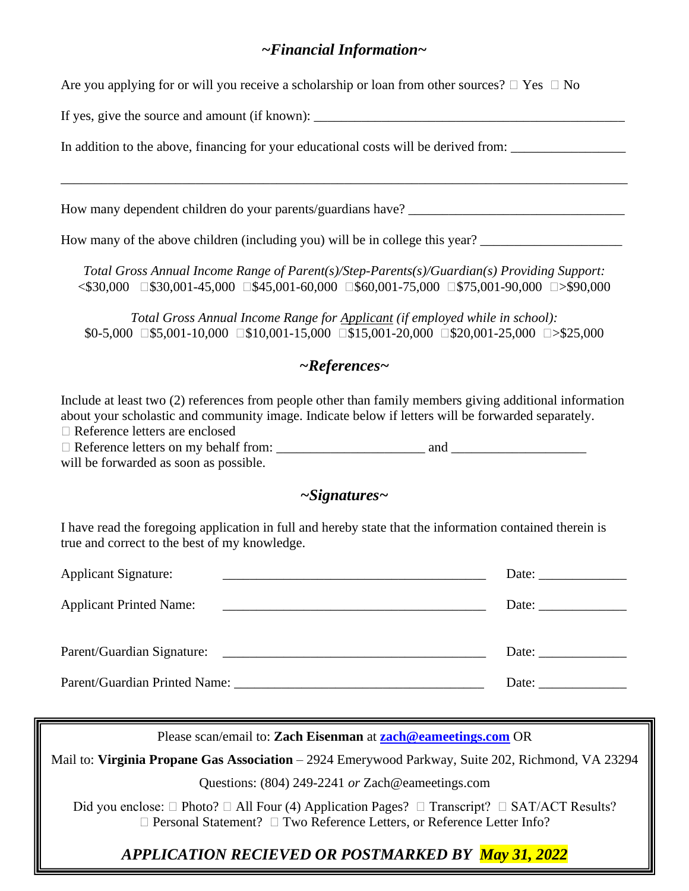## *~Financial Information~*

Are you applying for or will you receive a scholarship or loan from other sources? ☐ Yes ☐ No

If yes, give the source and amount (if known): ______________________________________________

In addition to the above, financing for your educational costs will be derived from: ________________

______________________________________________________________________________

How many dependent children do your parents/guardians have? ______________________________

How many of the above children (including you) will be in college this year? ____________________

*Total Gross Annual Income Range of Parent(s)/Step-Parents(s)/Guardian(s) Providing Support:*
<$30,000 ☐$30,001-45,000 ☐$45,001-60,000 ☐$60,001-75,000 ☐$75,001-90,000 ☐>$90,000

*Total Gross Annual Income Range for <u>Applicant</u> (if employed while in school):*
$0-5,000 ☐$5,001-10,000 ☐$10,001-15,000 ☐$15,001-20,000 ☐$20,001-25,000 ☐>$25,000

## *~References~*

Include at least two (2) references from people other than family members giving additional information about your scholastic and community image. Indicate below if letters will be forwarded separately.

☐ Reference letters are enclosed

☐ Reference letters on my behalf from: _____________________ and ___________________ will be forwarded as soon as possible.

## *~Signatures~*

I have read the foregoing application in full and hereby state that the information contained therein is true and correct to the best of my knowledge.

Applicant Signature: ________________________________________ Date: ____________

Applicant Printed Name: ________________________________________ Date: ____________

Parent/Guardian Signature: ________________________________________ Date: ____________

Parent/Guardian Printed Name: ____________________________________ Date: ____________

---

Please scan/email to: **Zach Eisenman** at **zach@eameetings.com** OR

Mail to: **Virginia Propane Gas Association** – 2924 Emerywood Parkway, Suite 202, Richmond, VA 23294

Questions: (804) 249-2241 *or* Zach@eameetings.com

Did you enclose: ☐ Photo? ☐ All Four (4) Application Pages? ☐ Transcript? ☐ SAT/ACT Results?
☐ Personal Statement? ☐ Two Reference Letters, or Reference Letter Info?

***APPLICATION RECIEVED OR POSTMARKED BY May 31, 2022***